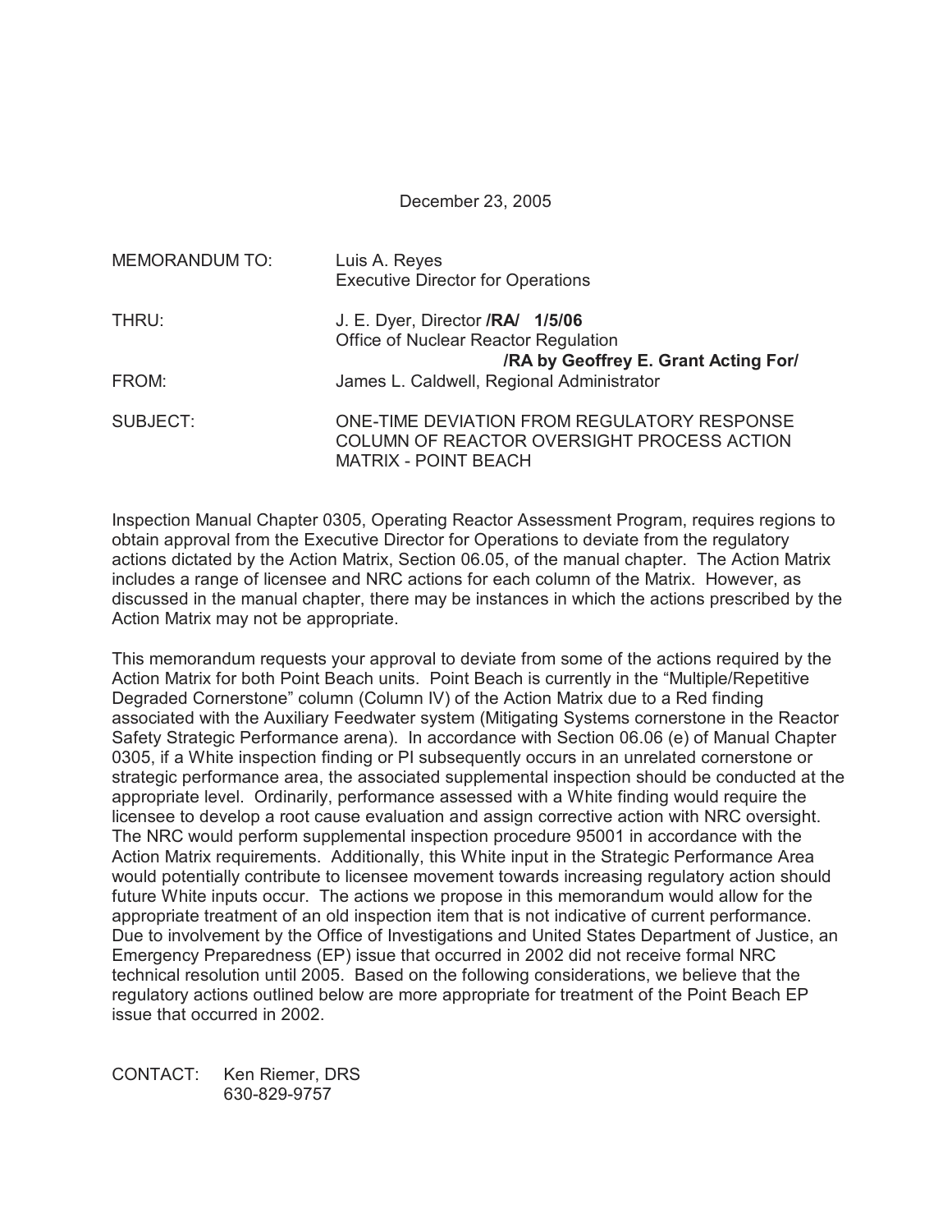December 23, 2005

MEMORANDUM TO: Luis A. Reyes
Executive Director for Operations

THRU: J. E. Dyer, Director **/RA/ 1/5/06**
Office of Nuclear Reactor Regulation
**/RA by Geoffrey E. Grant Acting For/**

FROM: James L. Caldwell, Regional Administrator

SUBJECT: ONE-TIME DEVIATION FROM REGULATORY RESPONSE COLUMN OF REACTOR OVERSIGHT PROCESS ACTION MATRIX - POINT BEACH

Inspection Manual Chapter 0305, Operating Reactor Assessment Program, requires regions to obtain approval from the Executive Director for Operations to deviate from the regulatory actions dictated by the Action Matrix, Section 06.05, of the manual chapter. The Action Matrix includes a range of licensee and NRC actions for each column of the Matrix. However, as discussed in the manual chapter, there may be instances in which the actions prescribed by the Action Matrix may not be appropriate.

This memorandum requests your approval to deviate from some of the actions required by the Action Matrix for both Point Beach units. Point Beach is currently in the "Multiple/Repetitive Degraded Cornerstone" column (Column IV) of the Action Matrix due to a Red finding associated with the Auxiliary Feedwater system (Mitigating Systems cornerstone in the Reactor Safety Strategic Performance arena). In accordance with Section 06.06 (e) of Manual Chapter 0305, if a White inspection finding or PI subsequently occurs in an unrelated cornerstone or strategic performance area, the associated supplemental inspection should be conducted at the appropriate level. Ordinarily, performance assessed with a White finding would require the licensee to develop a root cause evaluation and assign corrective action with NRC oversight. The NRC would perform supplemental inspection procedure 95001 in accordance with the Action Matrix requirements. Additionally, this White input in the Strategic Performance Area would potentially contribute to licensee movement towards increasing regulatory action should future White inputs occur. The actions we propose in this memorandum would allow for the appropriate treatment of an old inspection item that is not indicative of current performance. Due to involvement by the Office of Investigations and United States Department of Justice, an Emergency Preparedness (EP) issue that occurred in 2002 did not receive formal NRC technical resolution until 2005. Based on the following considerations, we believe that the regulatory actions outlined below are more appropriate for treatment of the Point Beach EP issue that occurred in 2002.

CONTACT: Ken Riemer, DRS
630-829-9757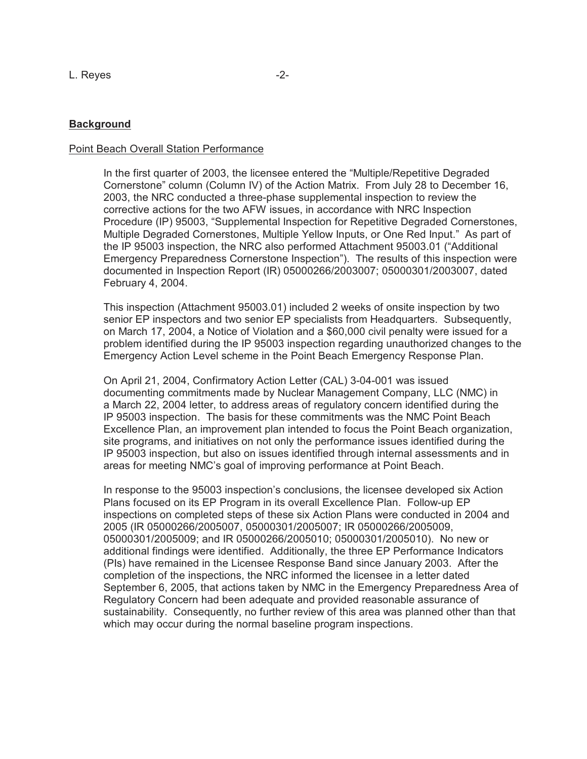**Background**

Point Beach Overall Station Performance

In the first quarter of 2003, the licensee entered the "Multiple/Repetitive Degraded Cornerstone" column (Column IV) of the Action Matrix. From July 28 to December 16, 2003, the NRC conducted a three-phase supplemental inspection to review the corrective actions for the two AFW issues, in accordance with NRC Inspection Procedure (IP) 95003, "Supplemental Inspection for Repetitive Degraded Cornerstones, Multiple Degraded Cornerstones, Multiple Yellow Inputs, or One Red Input." As part of the IP 95003 inspection, the NRC also performed Attachment 95003.01 ("Additional Emergency Preparedness Cornerstone Inspection"). The results of this inspection were documented in Inspection Report (IR) 05000266/2003007; 05000301/2003007, dated February 4, 2004.

This inspection (Attachment 95003.01) included 2 weeks of onsite inspection by two senior EP inspectors and two senior EP specialists from Headquarters. Subsequently, on March 17, 2004, a Notice of Violation and a $60,000 civil penalty were issued for a problem identified during the IP 95003 inspection regarding unauthorized changes to the Emergency Action Level scheme in the Point Beach Emergency Response Plan.

On April 21, 2004, Confirmatory Action Letter (CAL) 3-04-001 was issued documenting commitments made by Nuclear Management Company, LLC (NMC) in a March 22, 2004 letter, to address areas of regulatory concern identified during the IP 95003 inspection. The basis for these commitments was the NMC Point Beach Excellence Plan, an improvement plan intended to focus the Point Beach organization, site programs, and initiatives on not only the performance issues identified during the IP 95003 inspection, but also on issues identified through internal assessments and in areas for meeting NMC's goal of improving performance at Point Beach.

In response to the 95003 inspection's conclusions, the licensee developed six Action Plans focused on its EP Program in its overall Excellence Plan. Follow-up EP inspections on completed steps of these six Action Plans were conducted in 2004 and 2005 (IR 05000266/2005007, 05000301/2005007; IR 05000266/2005009, 05000301/2005009; and IR 05000266/2005010; 05000301/2005010). No new or additional findings were identified. Additionally, the three EP Performance Indicators (PIs) have remained in the Licensee Response Band since January 2003. After the completion of the inspections, the NRC informed the licensee in a letter dated September 6, 2005, that actions taken by NMC in the Emergency Preparedness Area of Regulatory Concern had been adequate and provided reasonable assurance of sustainability. Consequently, no further review of this area was planned other than that which may occur during the normal baseline program inspections.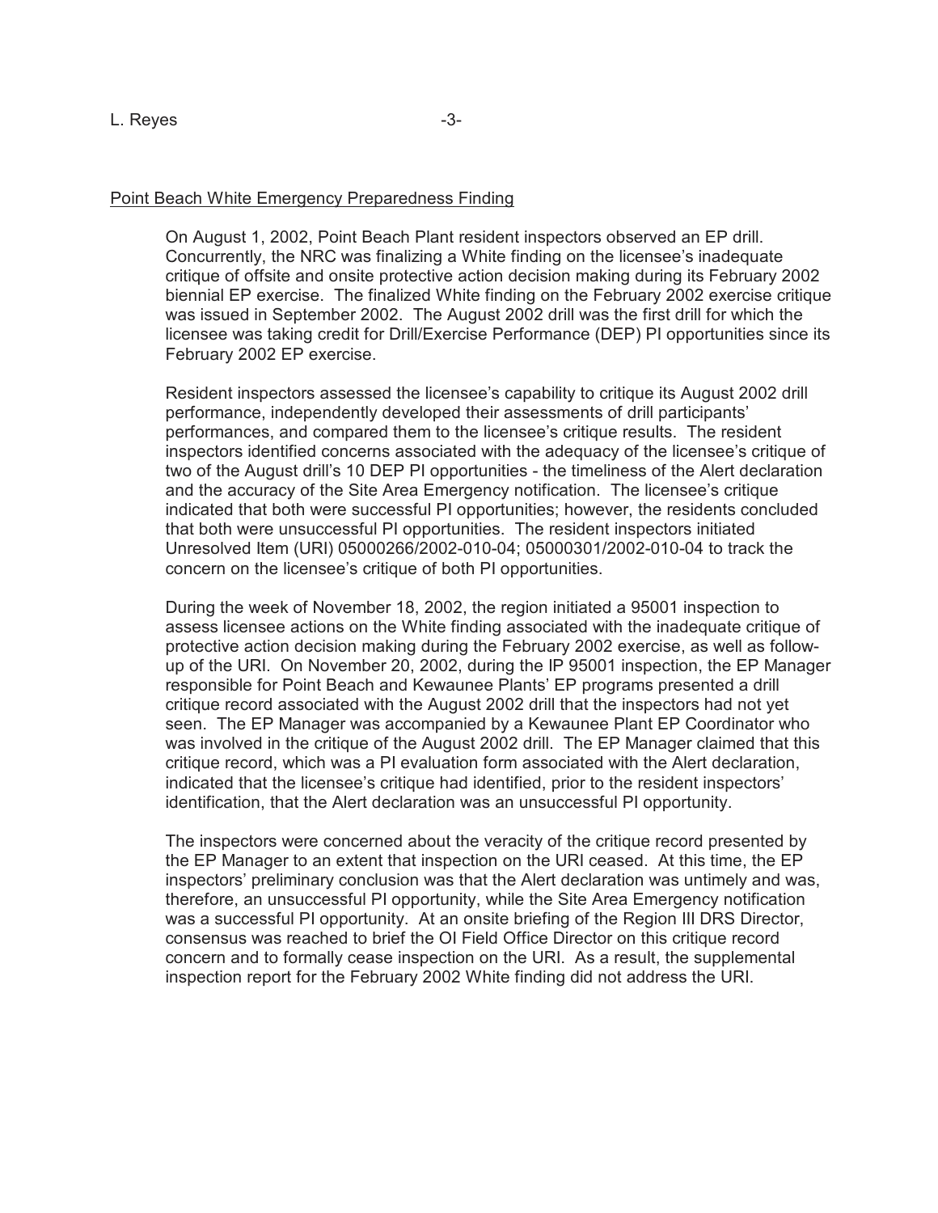Point Beach White Emergency Preparedness Finding

On August 1, 2002, Point Beach Plant resident inspectors observed an EP drill. Concurrently, the NRC was finalizing a White finding on the licensee's inadequate critique of offsite and onsite protective action decision making during its February 2002 biennial EP exercise. The finalized White finding on the February 2002 exercise critique was issued in September 2002. The August 2002 drill was the first drill for which the licensee was taking credit for Drill/Exercise Performance (DEP) PI opportunities since its February 2002 EP exercise.

Resident inspectors assessed the licensee's capability to critique its August 2002 drill performance, independently developed their assessments of drill participants' performances, and compared them to the licensee's critique results. The resident inspectors identified concerns associated with the adequacy of the licensee's critique of two of the August drill's 10 DEP PI opportunities - the timeliness of the Alert declaration and the accuracy of the Site Area Emergency notification. The licensee's critique indicated that both were successful PI opportunities; however, the residents concluded that both were unsuccessful PI opportunities. The resident inspectors initiated Unresolved Item (URI) 05000266/2002-010-04; 05000301/2002-010-04 to track the concern on the licensee's critique of both PI opportunities.

During the week of November 18, 2002, the region initiated a 95001 inspection to assess licensee actions on the White finding associated with the inadequate critique of protective action decision making during the February 2002 exercise, as well as follow-up of the URI. On November 20, 2002, during the IP 95001 inspection, the EP Manager responsible for Point Beach and Kewaunee Plants' EP programs presented a drill critique record associated with the August 2002 drill that the inspectors had not yet seen. The EP Manager was accompanied by a Kewaunee Plant EP Coordinator who was involved in the critique of the August 2002 drill. The EP Manager claimed that this critique record, which was a PI evaluation form associated with the Alert declaration, indicated that the licensee's critique had identified, prior to the resident inspectors' identification, that the Alert declaration was an unsuccessful PI opportunity.

The inspectors were concerned about the veracity of the critique record presented by the EP Manager to an extent that inspection on the URI ceased. At this time, the EP inspectors' preliminary conclusion was that the Alert declaration was untimely and was, therefore, an unsuccessful PI opportunity, while the Site Area Emergency notification was a successful PI opportunity. At an onsite briefing of the Region III DRS Director, consensus was reached to brief the OI Field Office Director on this critique record concern and to formally cease inspection on the URI. As a result, the supplemental inspection report for the February 2002 White finding did not address the URI.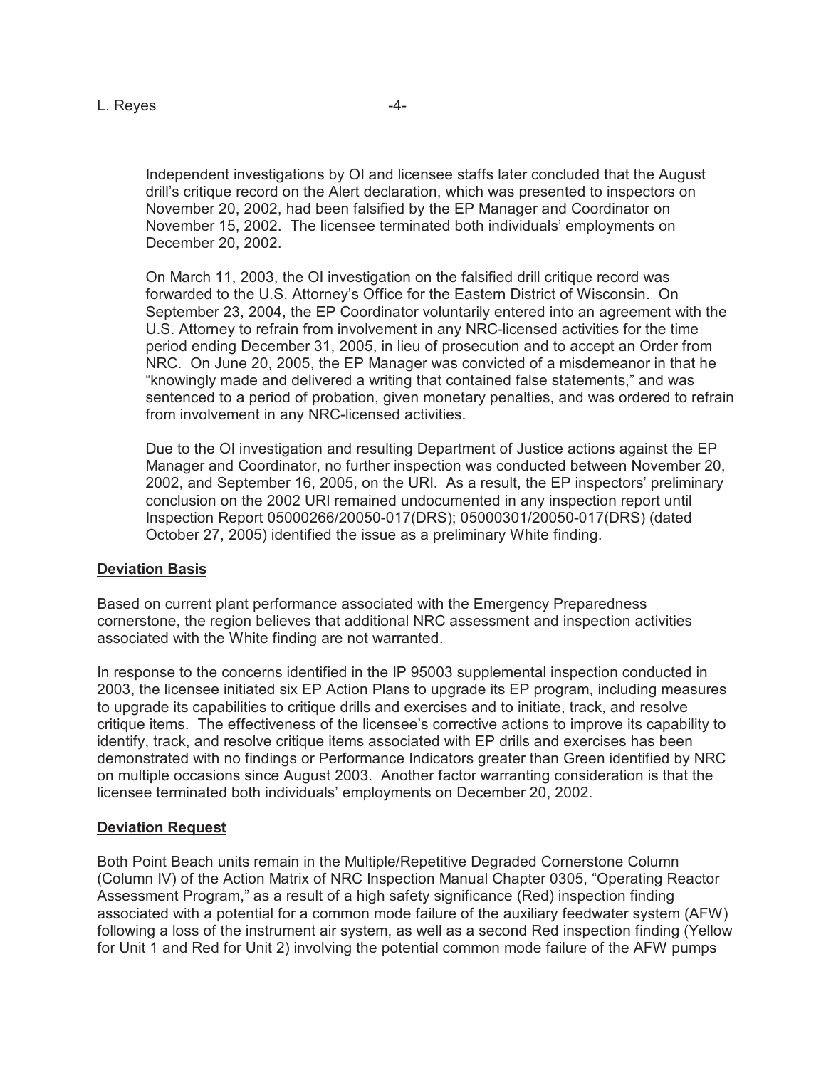Independent investigations by OI and licensee staffs later concluded that the August drill's critique record on the Alert declaration, which was presented to inspectors on November 20, 2002, had been falsified by the EP Manager and Coordinator on November 15, 2002. The licensee terminated both individuals' employments on December 20, 2002.

On March 11, 2003, the OI investigation on the falsified drill critique record was forwarded to the U.S. Attorney's Office for the Eastern District of Wisconsin. On September 23, 2004, the EP Coordinator voluntarily entered into an agreement with the U.S. Attorney to refrain from involvement in any NRC-licensed activities for the time period ending December 31, 2005, in lieu of prosecution and to accept an Order from NRC. On June 20, 2005, the EP Manager was convicted of a misdemeanor in that he "knowingly made and delivered a writing that contained false statements," and was sentenced to a period of probation, given monetary penalties, and was ordered to refrain from involvement in any NRC-licensed activities.

Due to the OI investigation and resulting Department of Justice actions against the EP Manager and Coordinator, no further inspection was conducted between November 20, 2002, and September 16, 2005, on the URI. As a result, the EP inspectors' preliminary conclusion on the 2002 URI remained undocumented in any inspection report until Inspection Report 05000266/20050-017(DRS); 05000301/20050-017(DRS) (dated October 27, 2005) identified the issue as a preliminary White finding.

**Deviation Basis**

Based on current plant performance associated with the Emergency Preparedness cornerstone, the region believes that additional NRC assessment and inspection activities associated with the White finding are not warranted.

In response to the concerns identified in the IP 95003 supplemental inspection conducted in 2003, the licensee initiated six EP Action Plans to upgrade its EP program, including measures to upgrade its capabilities to critique drills and exercises and to initiate, track, and resolve critique items. The effectiveness of the licensee's corrective actions to improve its capability to identify, track, and resolve critique items associated with EP drills and exercises has been demonstrated with no findings or Performance Indicators greater than Green identified by NRC on multiple occasions since August 2003. Another factor warranting consideration is that the licensee terminated both individuals' employments on December 20, 2002.

**Deviation Request**

Both Point Beach units remain in the Multiple/Repetitive Degraded Cornerstone Column (Column IV) of the Action Matrix of NRC Inspection Manual Chapter 0305, "Operating Reactor Assessment Program," as a result of a high safety significance (Red) inspection finding associated with a potential for a common mode failure of the auxiliary feedwater system (AFW) following a loss of the instrument air system, as well as a second Red inspection finding (Yellow for Unit 1 and Red for Unit 2) involving the potential common mode failure of the AFW pumps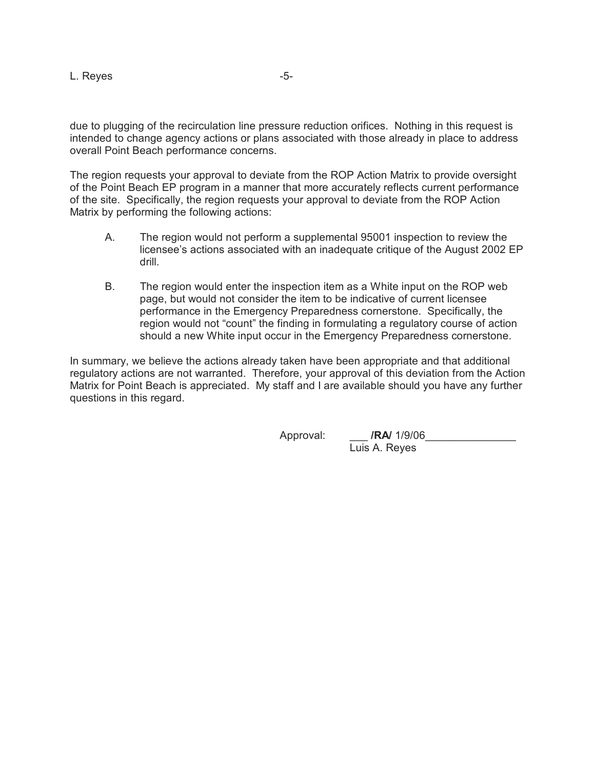due to plugging of the recirculation line pressure reduction orifices. Nothing in this request is intended to change agency actions or plans associated with those already in place to address overall Point Beach performance concerns.

The region requests your approval to deviate from the ROP Action Matrix to provide oversight of the Point Beach EP program in a manner that more accurately reflects current performance of the site. Specifically, the region requests your approval to deviate from the ROP Action Matrix by performing the following actions:

A. The region would not perform a supplemental 95001 inspection to review the licensee's actions associated with an inadequate critique of the August 2002 EP drill.

B. The region would enter the inspection item as a White input on the ROP web page, but would not consider the item to be indicative of current licensee performance in the Emergency Preparedness cornerstone. Specifically, the region would not "count" the finding in formulating a regulatory course of action should a new White input occur in the Emergency Preparedness cornerstone.

In summary, we believe the actions already taken have been appropriate and that additional regulatory actions are not warranted. Therefore, your approval of this deviation from the Action Matrix for Point Beach is appreciated. My staff and I are available should you have any further questions in this regard.

Approval: ___ **/RA/** 1/9/06_______________
Luis A. Reyes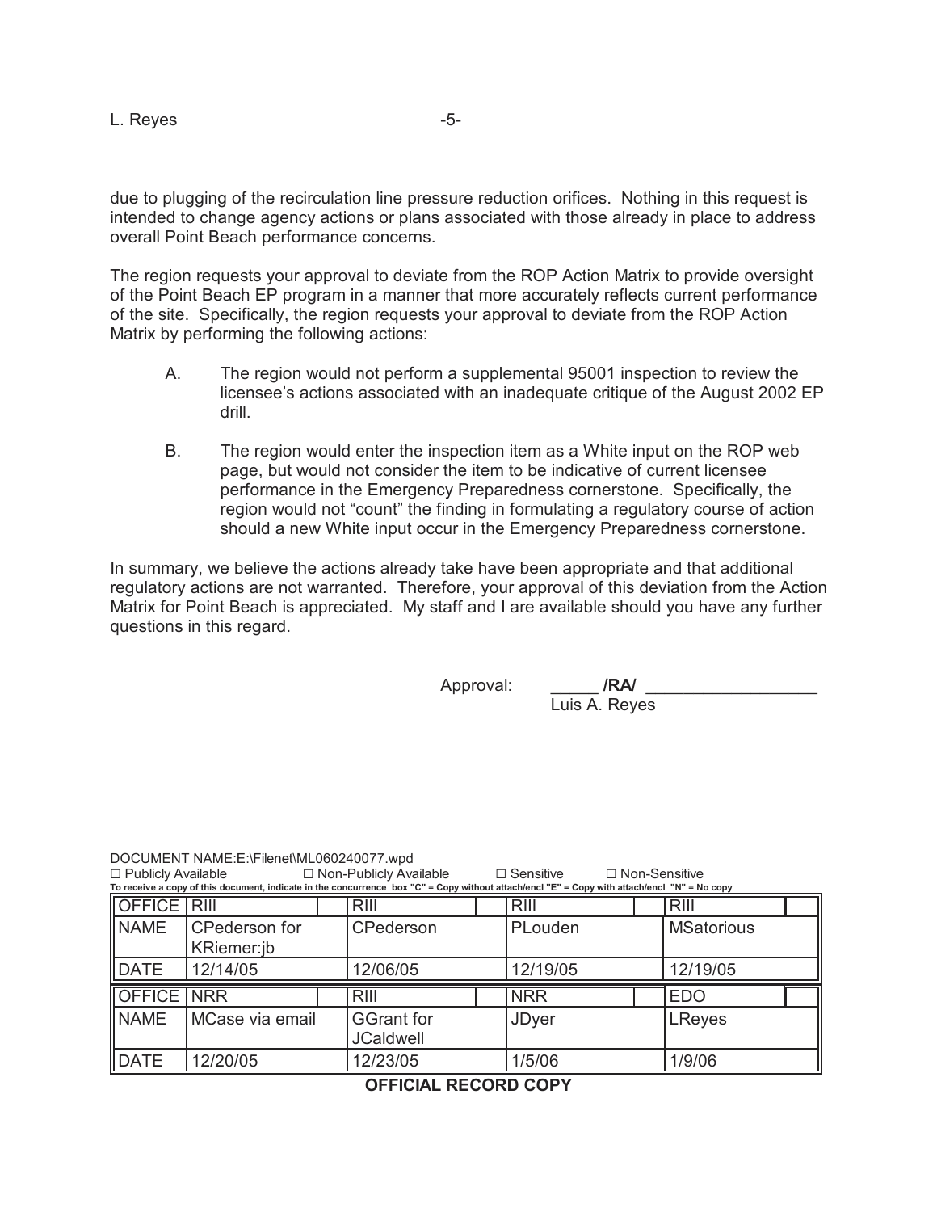due to plugging of the recirculation line pressure reduction orifices. Nothing in this request is intended to change agency actions or plans associated with those already in place to address overall Point Beach performance concerns.

The region requests your approval to deviate from the ROP Action Matrix to provide oversight of the Point Beach EP program in a manner that more accurately reflects current performance of the site. Specifically, the region requests your approval to deviate from the ROP Action Matrix by performing the following actions:

A. The region would not perform a supplemental 95001 inspection to review the licensee's actions associated with an inadequate critique of the August 2002 EP drill.

B. The region would enter the inspection item as a White input on the ROP web page, but would not consider the item to be indicative of current licensee performance in the Emergency Preparedness cornerstone. Specifically, the region would not "count" the finding in formulating a regulatory course of action should a new White input occur in the Emergency Preparedness cornerstone.

In summary, we believe the actions already take have been appropriate and that additional regulatory actions are not warranted. Therefore, your approval of this deviation from the Action Matrix for Point Beach is appreciated. My staff and I are available should you have any further questions in this regard.

Approval: _____ **/RA/** __________________
Luis A. Reyes

DOCUMENT NAME:E:\Filenet\ML060240077.wpd

☐ Publicly Available ☐ Non-Publicly Available ☐ Sensitive ☐ Non-Sensitive

**To receive a copy of this document, indicate in the concurrence box "C" = Copy without attach/encl "E" = Copy with attach/encl "N" = No copy**

| OFFICE | RIII | RIII | RIII | RIII |
|---|---|---|---|---|
| NAME | CPederson for KRiemer:jb | CPederson | PLouden | MSatorious |
| DATE | 12/14/05 | 12/06/05 | 12/19/05 | 12/19/05 |
| OFFICE | NRR | RIII | NRR | EDO |
| NAME | MCase via email | GGrant for JCaldwell | JDyer | LReyes |
| DATE | 12/20/05 | 12/23/05 | 1/5/06 | 1/9/06 |

**OFFICIAL RECORD COPY**